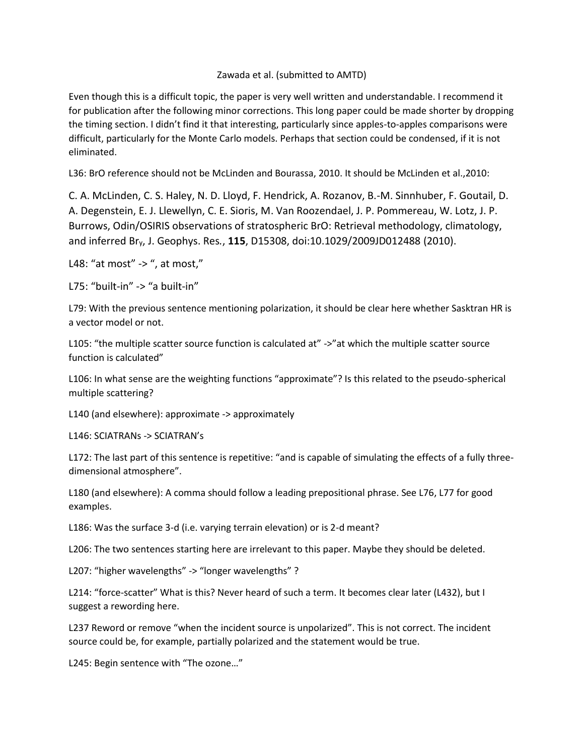Zawada et al. (submitted to AMTD)

Even though this is a difficult topic, the paper is very well written and understandable. I recommend it for publication after the following minor corrections. This long paper could be made shorter by dropping the timing section. I didn't find it that interesting, particularly since apples-to-apples comparisons were difficult, particularly for the Monte Carlo models. Perhaps that section could be condensed, if it is not eliminated.

L36: BrO reference should not be McLinden and Bourassa, 2010. It should be McLinden et al.,2010:

C. A. McLinden, C. S. Haley, N. D. Lloyd, F. Hendrick, A. Rozanov, B.-M. Sinnhuber, F. Goutail, D. A. Degenstein, E. J. Llewellyn, C. E. Sioris, M. Van Roozendael, J. P. Pommereau, W. Lotz, J. P. Burrows, Odin/OSIRIS observations of stratospheric BrO: Retrieval methodology, climatology, and inferred $Br_y$, J. Geophys. Res., **115**, D15308, doi:10.1029/2009JD012488 (2010).

L48: "at most" -> ", at most,"

L75: "built-in" -> "a built-in"

L79: With the previous sentence mentioning polarization, it should be clear here whether Sasktran HR is a vector model or not.

L105: "the multiple scatter source function is calculated at" ->"at which the multiple scatter source function is calculated"

L106: In what sense are the weighting functions "approximate"? Is this related to the pseudo-spherical multiple scattering?

L140 (and elsewhere): approximate -> approximately

L146: SCIATRANs -> SCIATRAN's

L172: The last part of this sentence is repetitive: "and is capable of simulating the effects of a fully three-dimensional atmosphere".

L180 (and elsewhere): A comma should follow a leading prepositional phrase. See L76, L77 for good examples.

L186: Was the surface 3-d (i.e. varying terrain elevation) or is 2-d meant?

L206: The two sentences starting here are irrelevant to this paper. Maybe they should be deleted.

L207: "higher wavelengths" -> "longer wavelengths" ?

L214: "force-scatter" What is this? Never heard of such a term. It becomes clear later (L432), but I suggest a rewording here.

L237 Reword or remove "when the incident source is unpolarized". This is not correct. The incident source could be, for example, partially polarized and the statement would be true.

L245: Begin sentence with "The ozone…"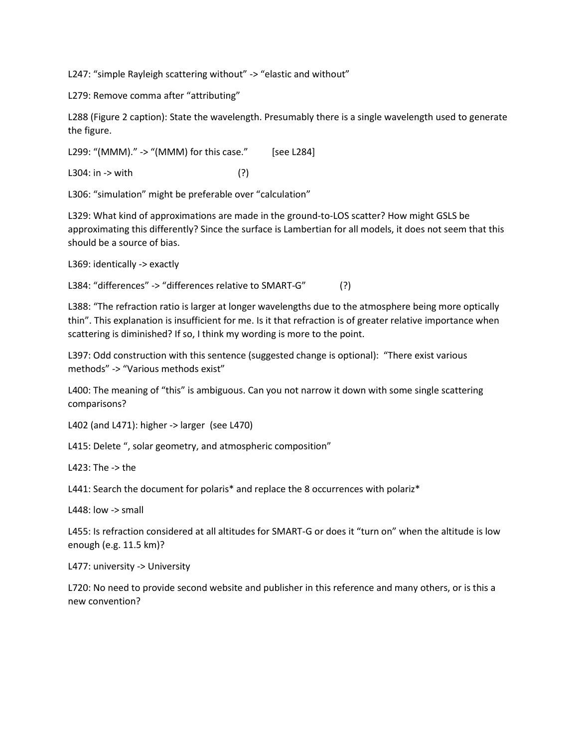L247: “simple Rayleigh scattering without” -> “elastic and without”

L279: Remove comma after “attributing”

L288 (Figure 2 caption): State the wavelength. Presumably there is a single wavelength used to generate the figure.

L299: “(MMM).” -> “(MMM) for this case.” [see L284]

L304: in -> with (?)

L306: “simulation” might be preferable over “calculation”

L329: What kind of approximations are made in the ground-to-LOS scatter? How might GSLS be approximating this differently? Since the surface is Lambertian for all models, it does not seem that this should be a source of bias.

L369: identically -> exactly

L384: “differences” -> “differences relative to SMART-G” (?)

L388: “The refraction ratio is larger at longer wavelengths due to the atmosphere being more optically thin”. This explanation is insufficient for me. Is it that refraction is of greater relative importance when scattering is diminished? If so, I think my wording is more to the point.

L397: Odd construction with this sentence (suggested change is optional): “There exist various methods” -> “Various methods exist”

L400: The meaning of “this” is ambiguous. Can you not narrow it down with some single scattering comparisons?

L402 (and L471): higher -> larger (see L470)

L415: Delete “, solar geometry, and atmospheric composition”

L423: The -> the

L441: Search the document for polaris* and replace the 8 occurrences with polariz*

L448: low -> small

L455: Is refraction considered at all altitudes for SMART-G or does it “turn on” when the altitude is low enough (e.g. 11.5 km)?

L477: university -> University

L720: No need to provide second website and publisher in this reference and many others, or is this a new convention?